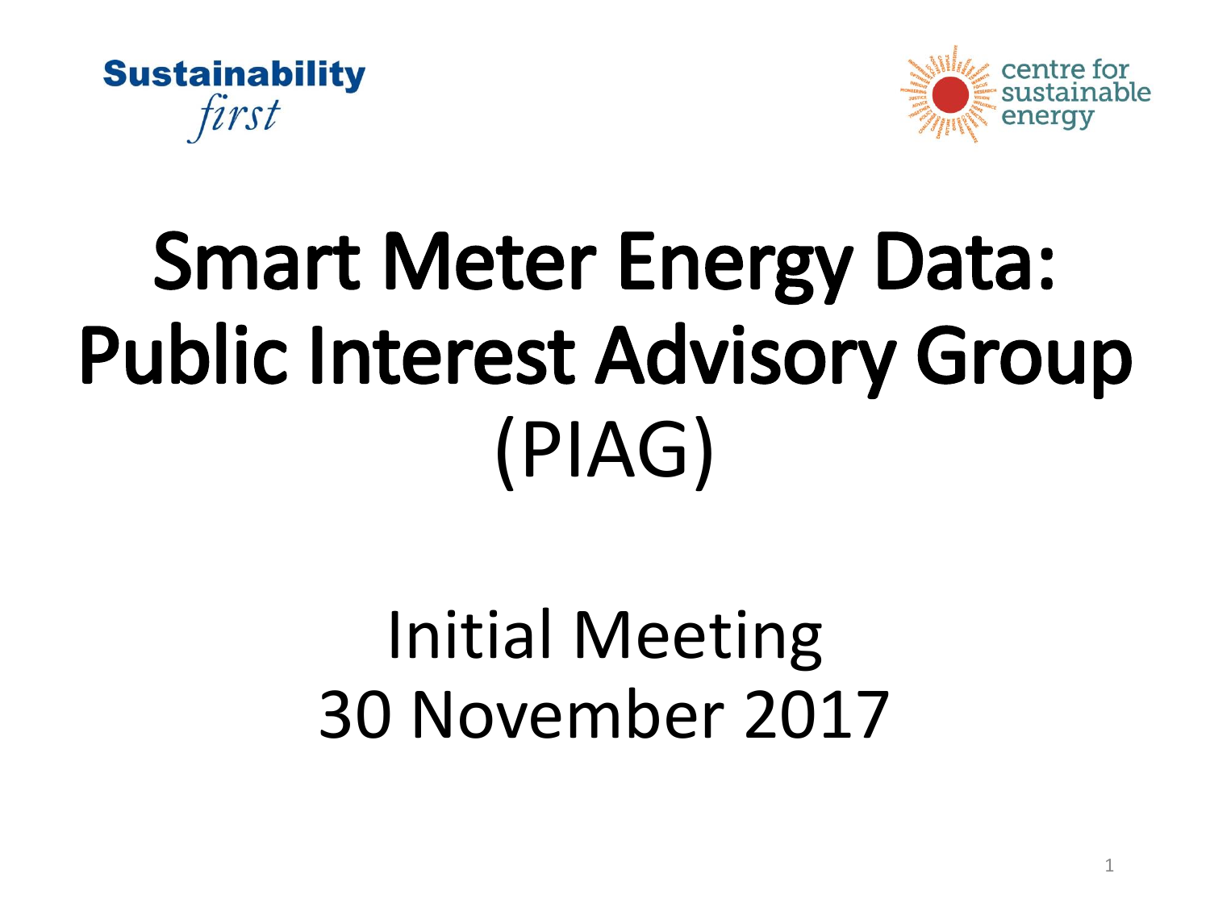Sustainability *first*

centre for sustainable energy

# Smart Meter Energy Data: Public Interest Advisory Group (PIAG)

## Initial Meeting
## 30 November 2017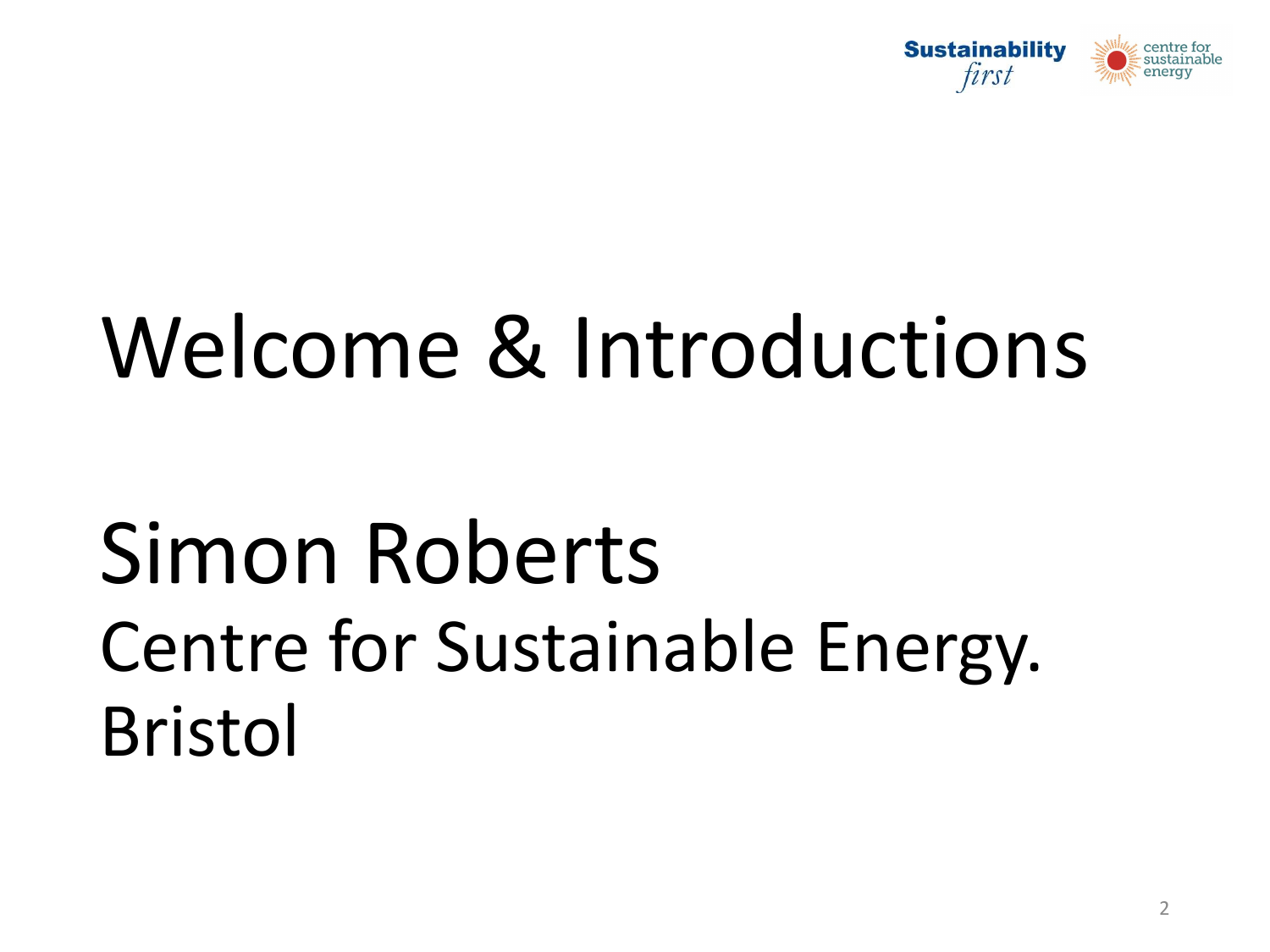# Welcome & Introductions

# Simon Roberts

## Centre for Sustainable Energy. Bristol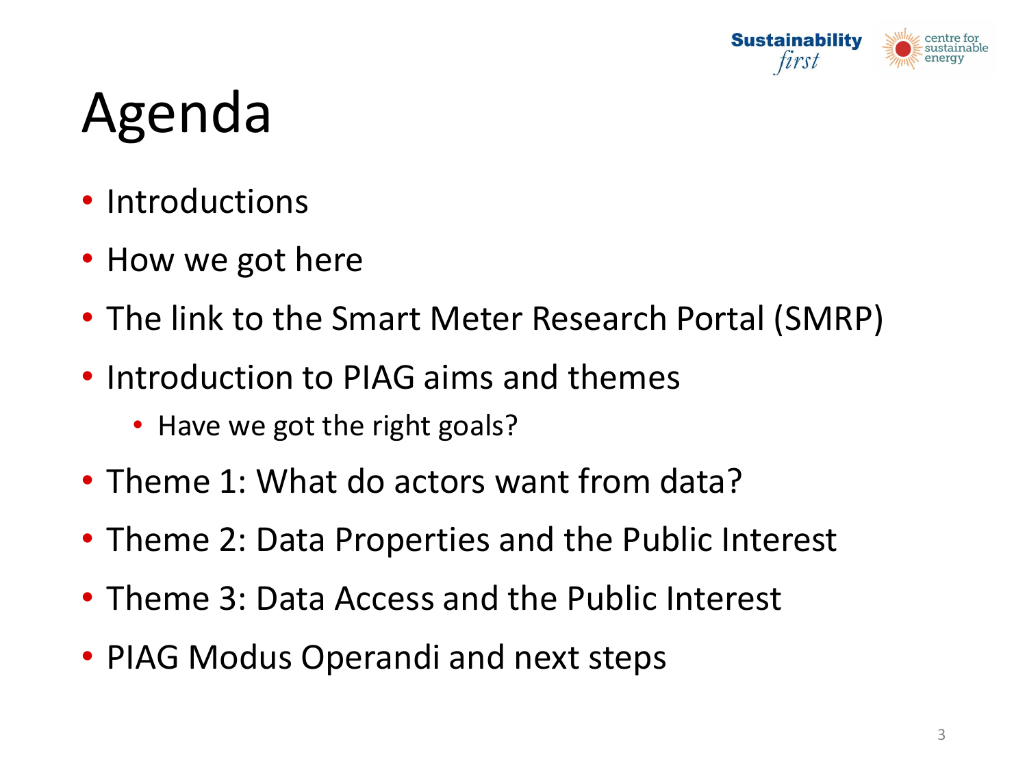# Agenda

- Introductions
- How we got here
- The link to the Smart Meter Research Portal (SMRP)
- Introduction to PIAG aims and themes
  - Have we got the right goals?
- Theme 1: What do actors want from data?
- Theme 2: Data Properties and the Public Interest
- Theme 3: Data Access and the Public Interest
- PIAG Modus Operandi and next steps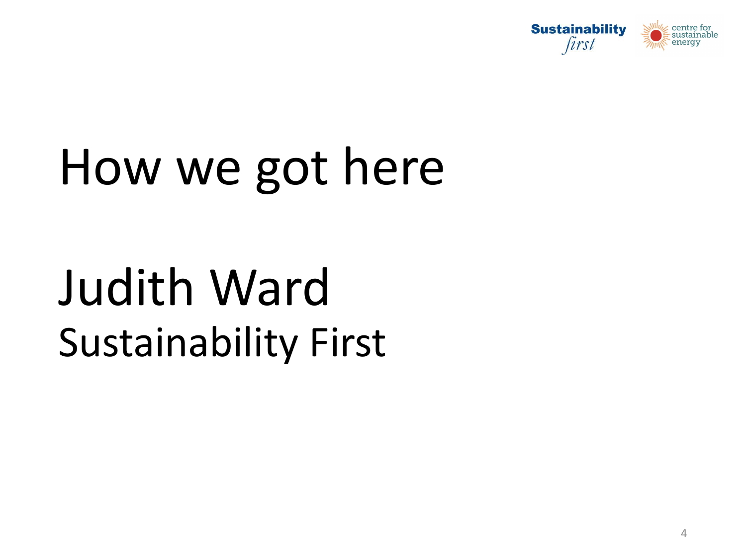# How we got here

## Judith Ward

Sustainability First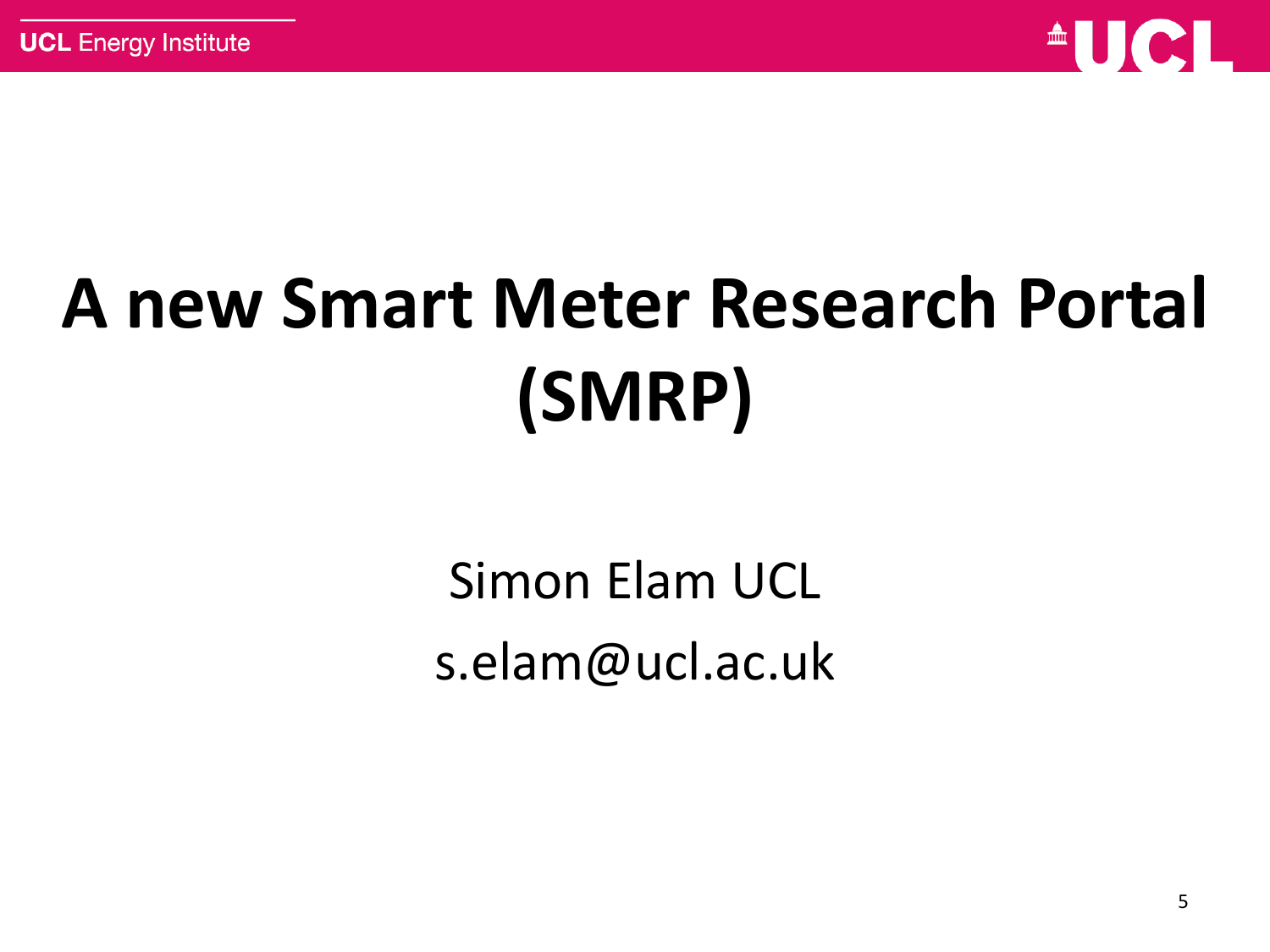# A new Smart Meter Research Portal (SMRP)

Simon Elam UCL

s.elam@ucl.ac.uk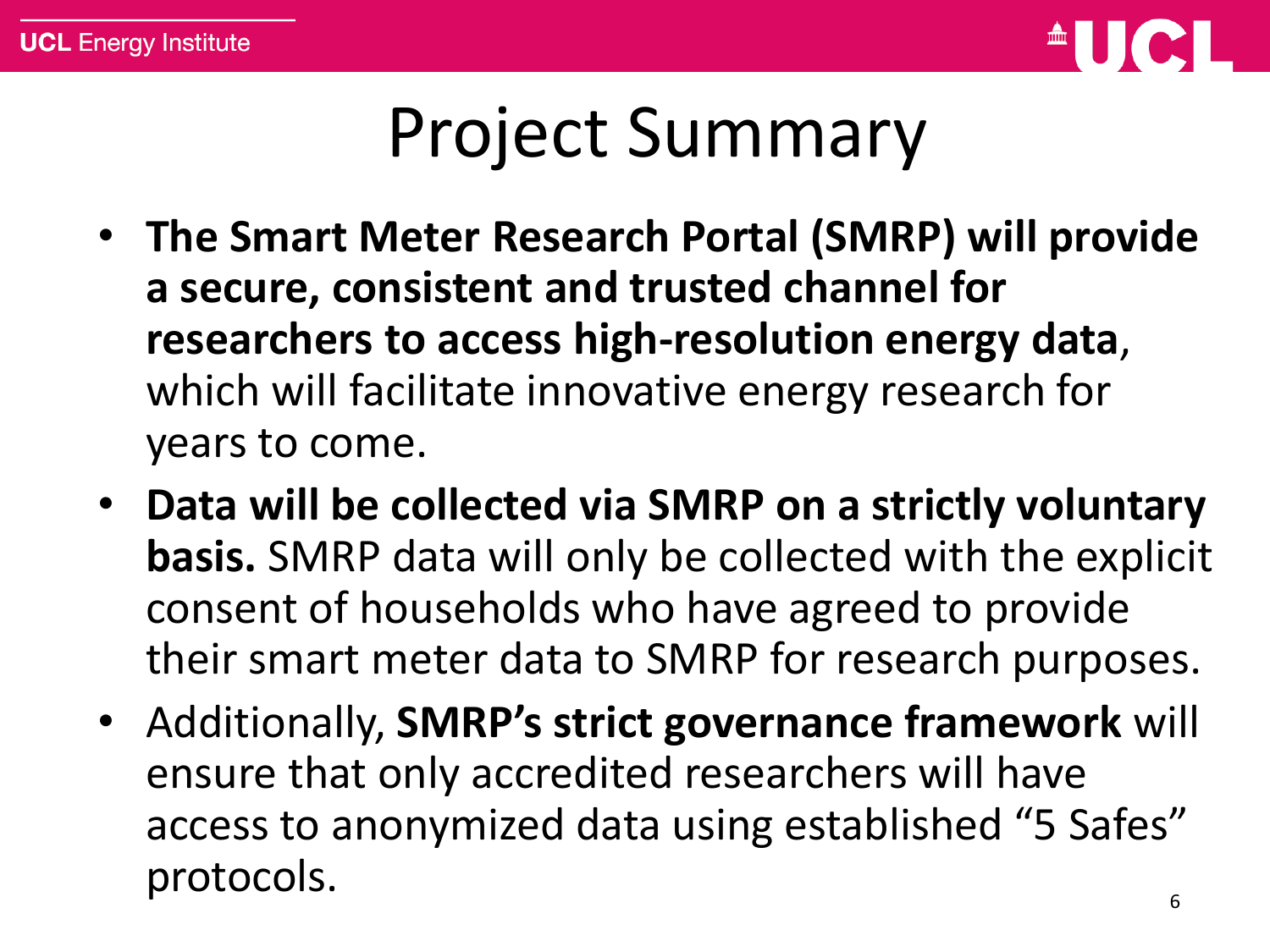# Project Summary

- **The Smart Meter Research Portal (SMRP) will provide a secure, consistent and trusted channel for researchers to access high-resolution energy data**, which will facilitate innovative energy research for years to come.
- **Data will be collected via SMRP on a strictly voluntary basis.** SMRP data will only be collected with the explicit consent of households who have agreed to provide their smart meter data to SMRP for research purposes.
- Additionally, **SMRP's strict governance framework** will ensure that only accredited researchers will have access to anonymized data using established "5 Safes" protocols.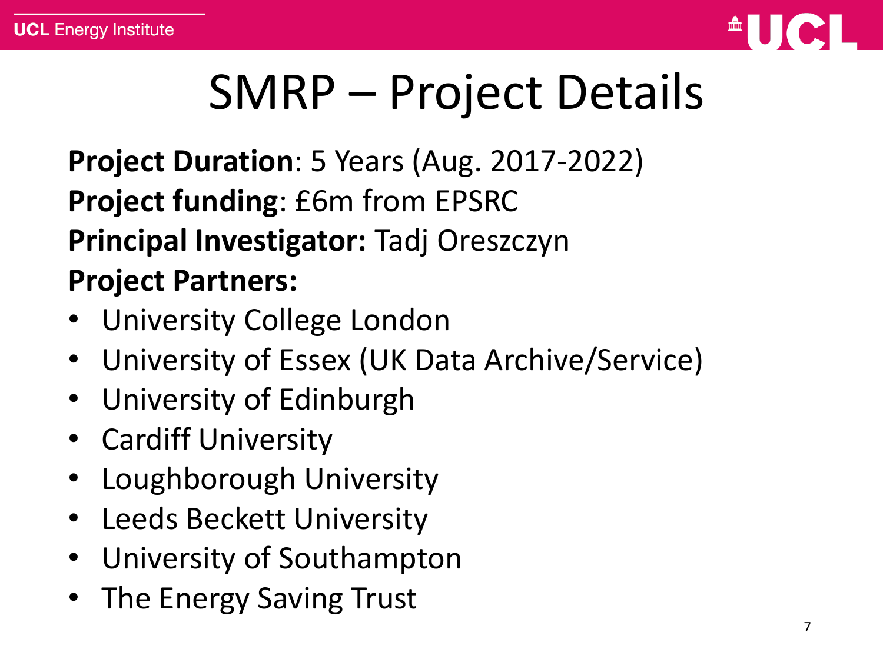# SMRP – Project Details

**Project Duration**: 5 Years (Aug. 2017-2022)
**Project funding**: £6m from EPSRC
**Principal Investigator:** Tadj Oreszczyn
**Project Partners:**

- University College London
- University of Essex (UK Data Archive/Service)
- University of Edinburgh
- Cardiff University
- Loughborough University
- Leeds Beckett University
- University of Southampton
- The Energy Saving Trust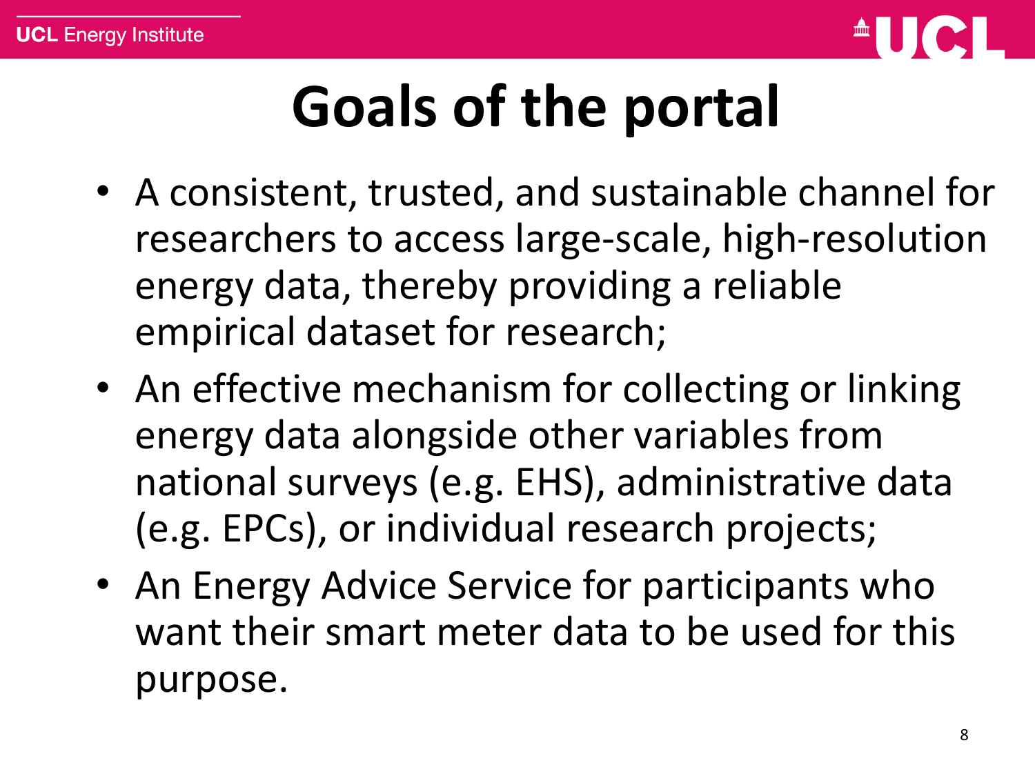# Goals of the portal

- A consistent, trusted, and sustainable channel for researchers to access large-scale, high-resolution energy data, thereby providing a reliable empirical dataset for research;
- An effective mechanism for collecting or linking energy data alongside other variables from national surveys (e.g. EHS), administrative data (e.g. EPCs), or individual research projects;
- An Energy Advice Service for participants who want their smart meter data to be used for this purpose.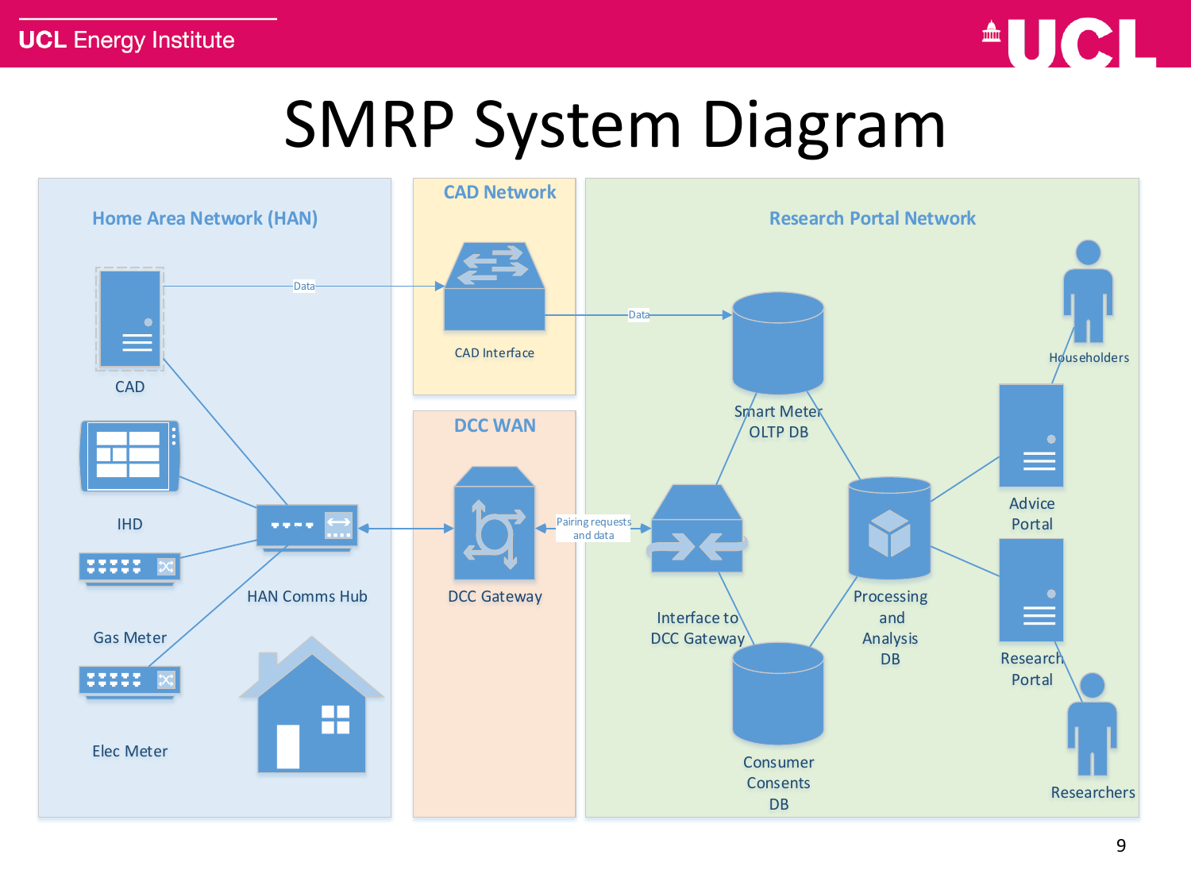# SMRP System Diagram

Home Area Network (HAN)

CAD

IHD

Gas Meter

Elec Meter

HAN Comms Hub

Data

CAD Network

CAD Interface

Data

DCC WAN

DCC Gateway

Pairing requests and data

Research Portal Network

Smart Meter OLTP DB

Interface to DCC Gateway

Processing and Analysis DB

Consumer Consents DB

Householders

Advice Portal

Research Portal

Researchers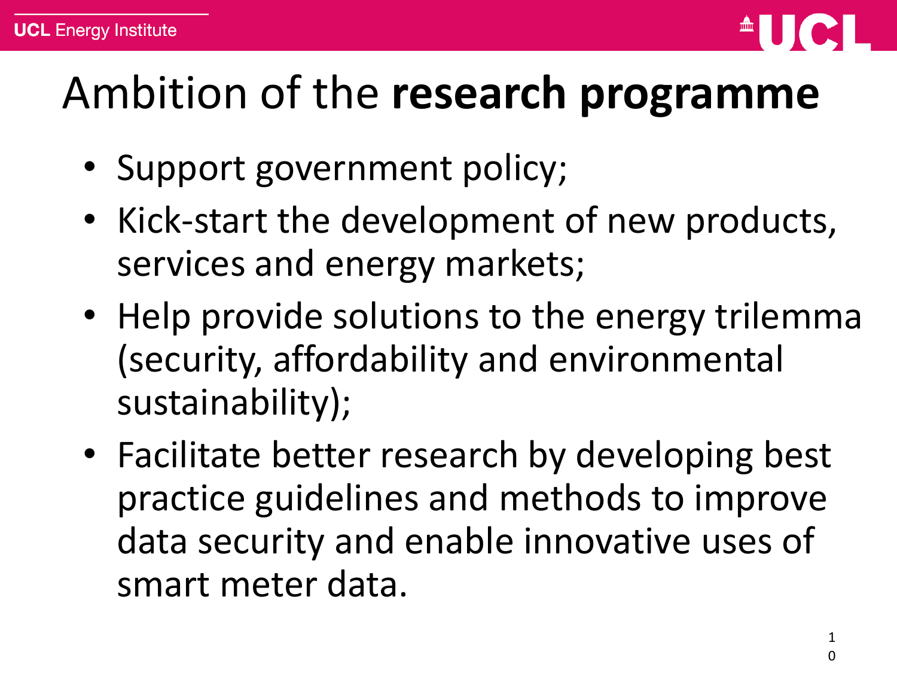# Ambition of the **research programme**

- Support government policy;
- Kick-start the development of new products, services and energy markets;
- Help provide solutions to the energy trilemma (security, affordability and environmental sustainability);
- Facilitate better research by developing best practice guidelines and methods to improve data security and enable innovative uses of smart meter data.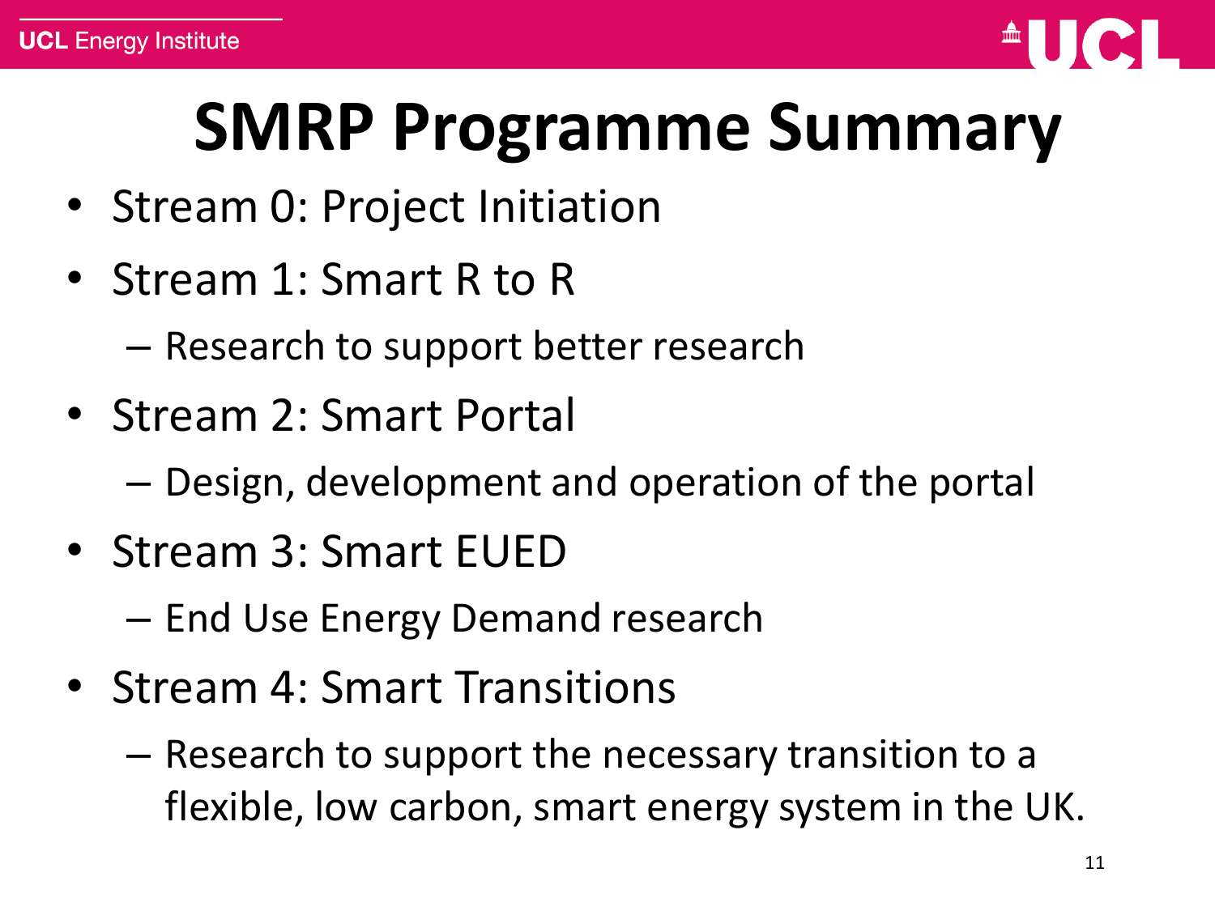# SMRP Programme Summary

- Stream 0: Project Initiation
- Stream 1: Smart R to R
  - Research to support better research
- Stream 2: Smart Portal
  - Design, development and operation of the portal
- Stream 3: Smart EUED
  - End Use Energy Demand research
- Stream 4: Smart Transitions
  - Research to support the necessary transition to a flexible, low carbon, smart energy system in the UK.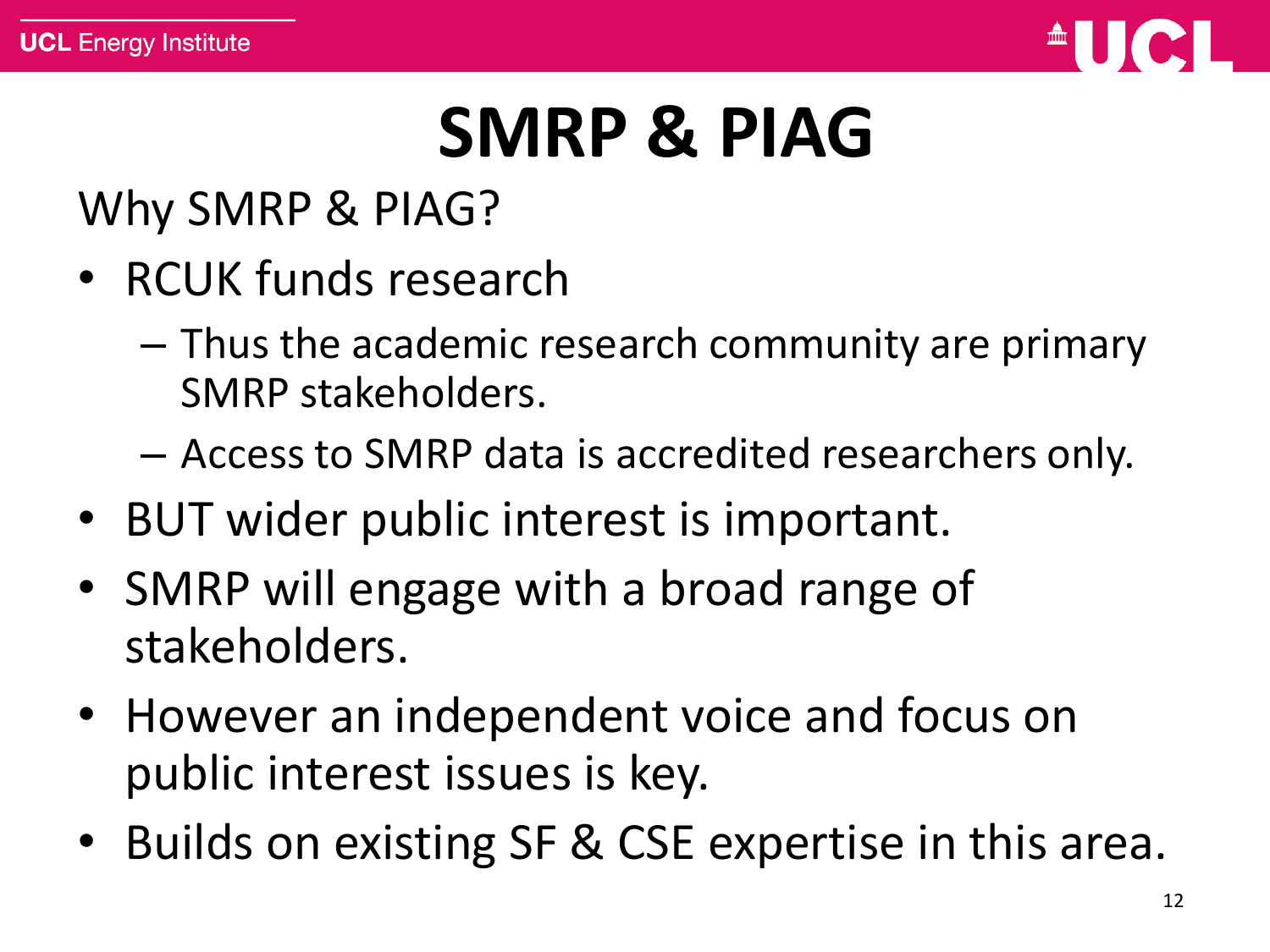# SMRP & PIAG

Why SMRP & PIAG?

- RCUK funds research
  - Thus the academic research community are primary SMRP stakeholders.
  - Access to SMRP data is accredited researchers only.
- BUT wider public interest is important.
- SMRP will engage with a broad range of stakeholders.
- However an independent voice and focus on public interest issues is key.
- Builds on existing SF & CSE expertise in this area.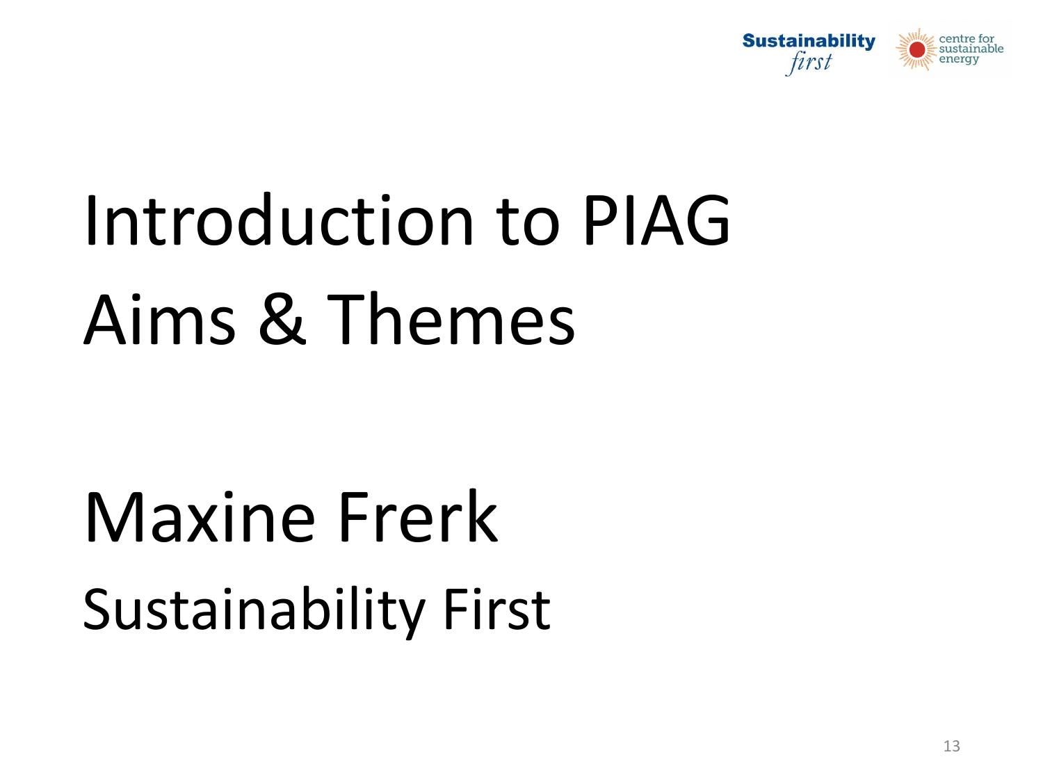# Introduction to PIAG Aims & Themes

## Maxine Frerk

Sustainability First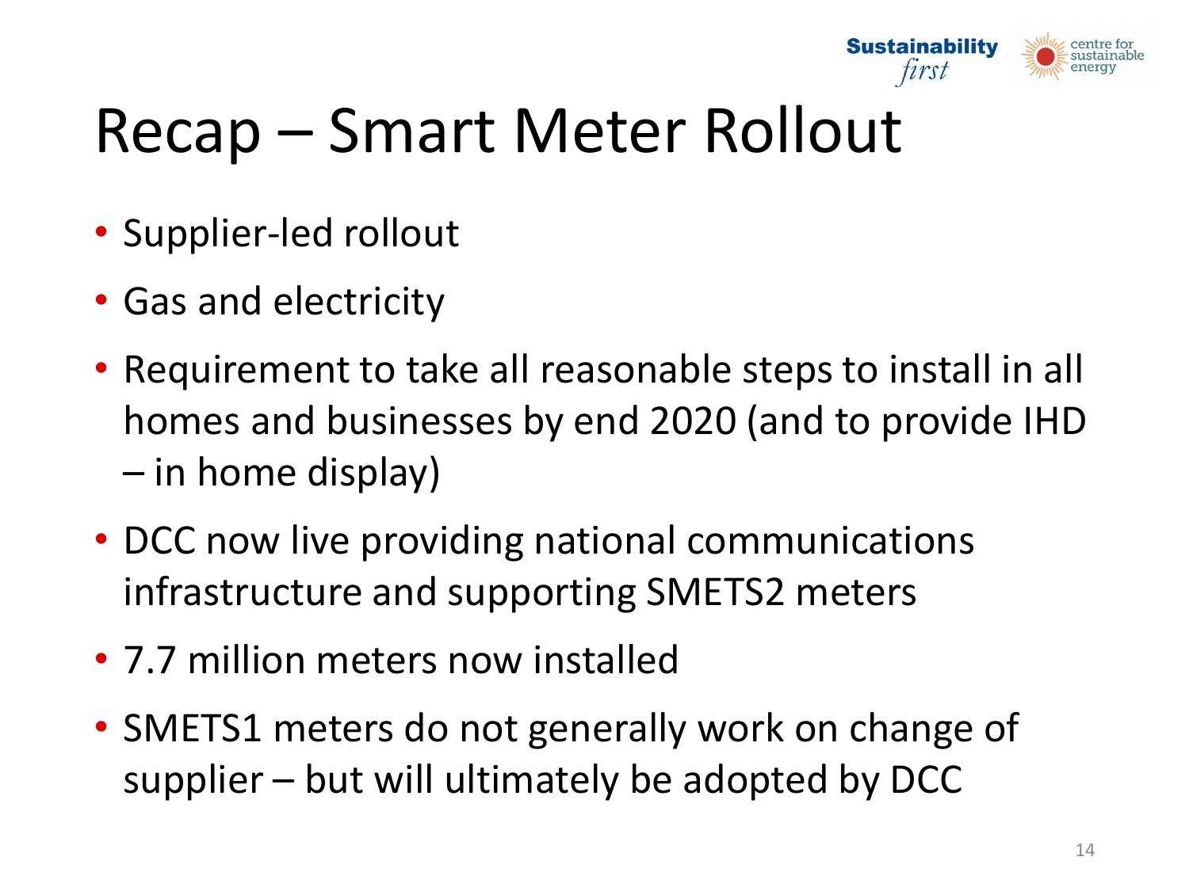# Recap – Smart Meter Rollout

- Supplier-led rollout
- Gas and electricity
- Requirement to take all reasonable steps to install in all homes and businesses by end 2020 (and to provide IHD – in home display)
- DCC now live providing national communications infrastructure and supporting SMETS2 meters
- 7.7 million meters now installed
- SMETS1 meters do not generally work on change of supplier – but will ultimately be adopted by DCC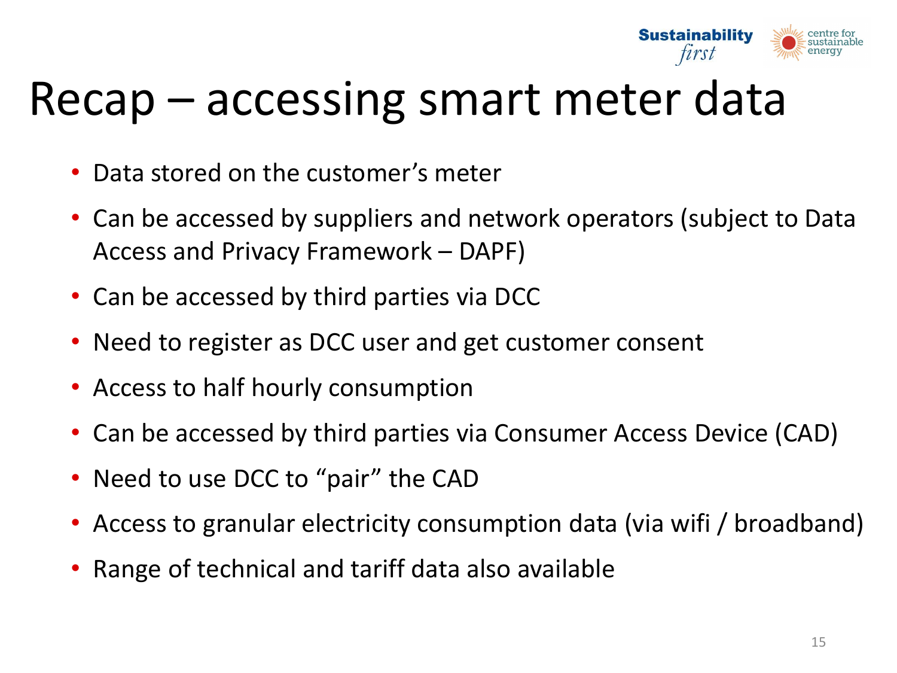# Recap – accessing smart meter data

- Data stored on the customer's meter
- Can be accessed by suppliers and network operators (subject to Data Access and Privacy Framework – DAPF)
- Can be accessed by third parties via DCC
- Need to register as DCC user and get customer consent
- Access to half hourly consumption
- Can be accessed by third parties via Consumer Access Device (CAD)
- Need to use DCC to "pair" the CAD
- Access to granular electricity consumption data (via wifi / broadband)
- Range of technical and tariff data also available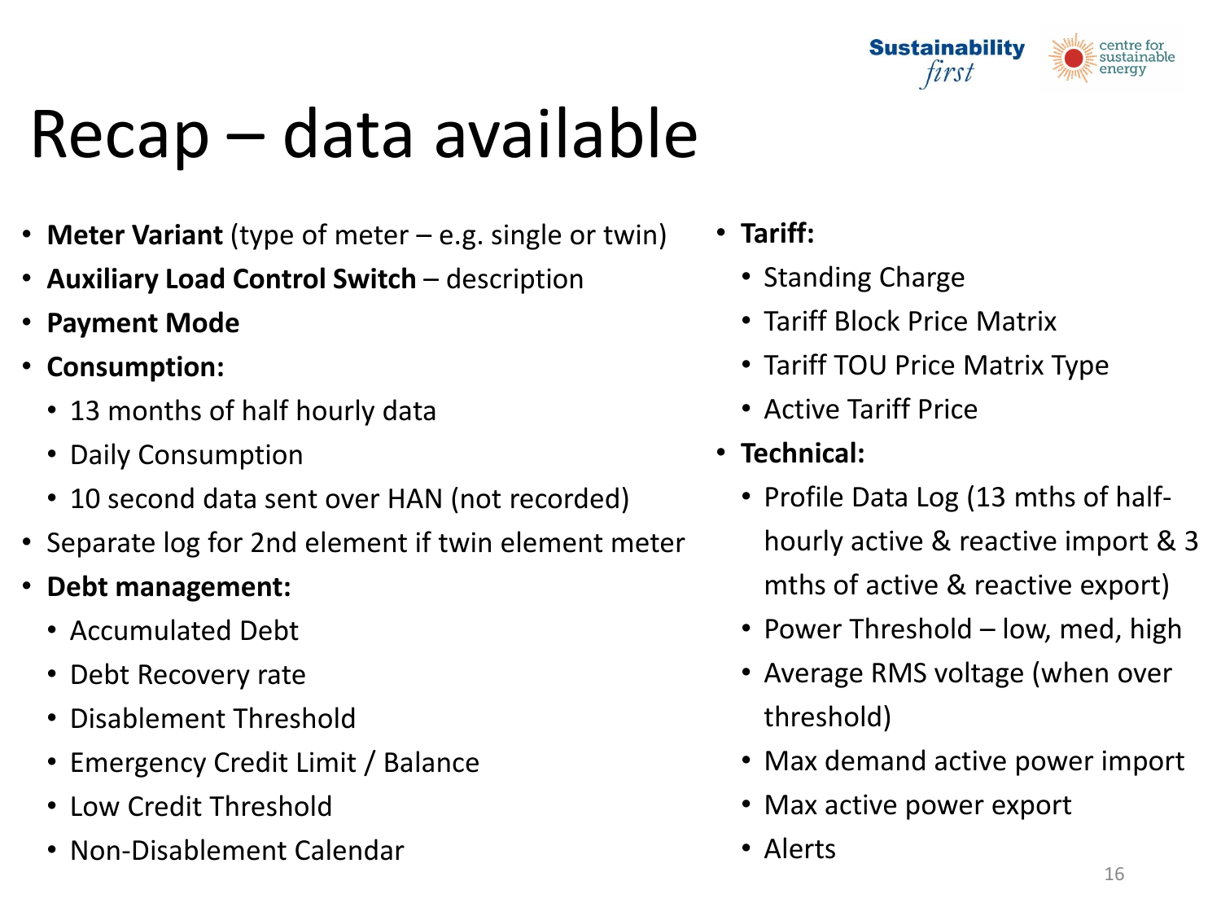# Recap – data available

- **Meter Variant** (type of meter – e.g. single or twin)
- **Auxiliary Load Control Switch** – description
- **Payment Mode**
- **Consumption:**
  - 13 months of half hourly data
  - Daily Consumption
  - 10 second data sent over HAN (not recorded)
- Separate log for 2nd element if twin element meter
- **Debt management:**
  - Accumulated Debt
  - Debt Recovery rate
  - Disablement Threshold
  - Emergency Credit Limit / Balance
  - Low Credit Threshold
  - Non-Disablement Calendar
- **Tariff:**
  - Standing Charge
  - Tariff Block Price Matrix
  - Tariff TOU Price Matrix Type
  - Active Tariff Price
- **Technical:**
  - Profile Data Log (13 mths of half-hourly active & reactive import & 3 mths of active & reactive export)
  - Power Threshold – low, med, high
  - Average RMS voltage (when over threshold)
  - Max demand active power import
  - Max active power export
  - Alerts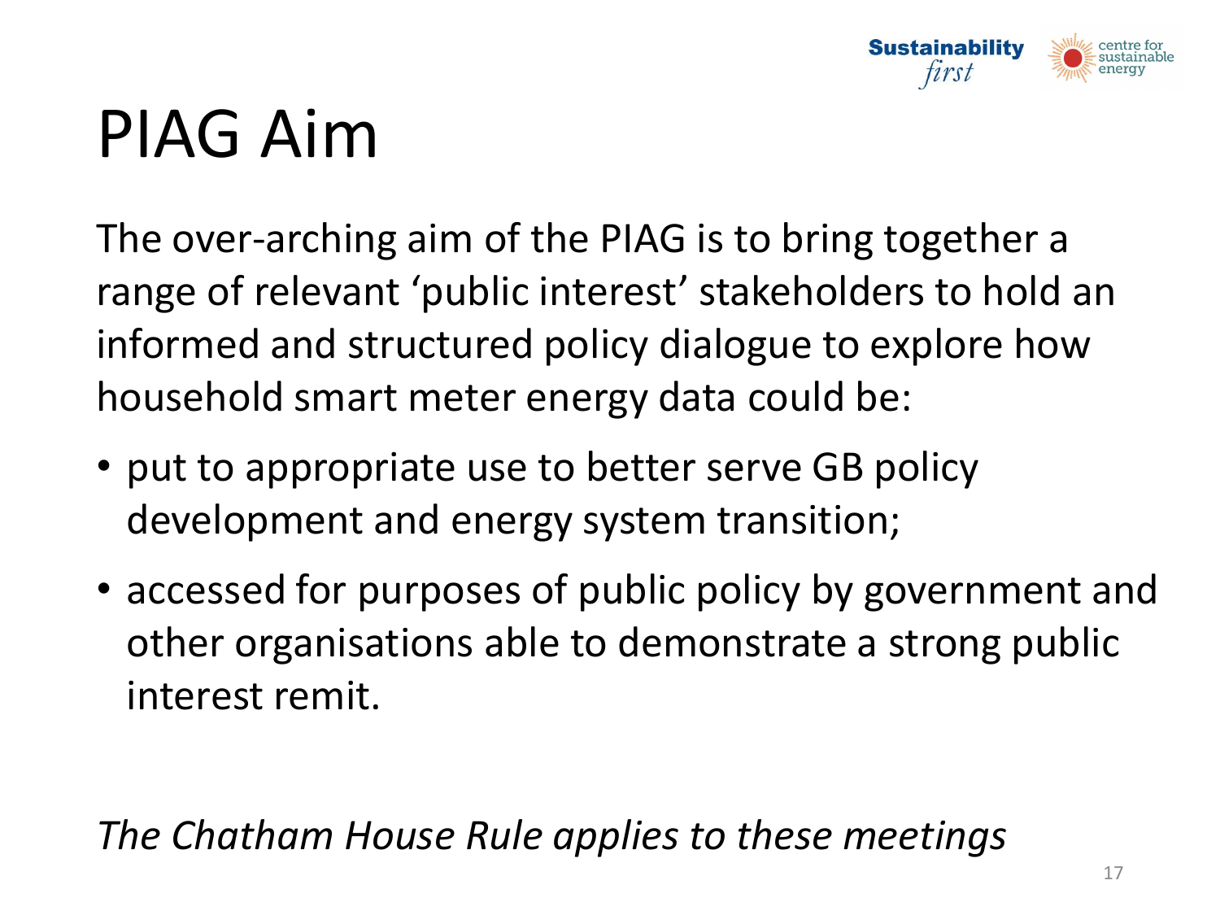# PIAG Aim

The over-arching aim of the PIAG is to bring together a range of relevant 'public interest' stakeholders to hold an informed and structured policy dialogue to explore how household smart meter energy data could be:

- put to appropriate use to better serve GB policy development and energy system transition;
- accessed for purposes of public policy by government and other organisations able to demonstrate a strong public interest remit.

*The Chatham House Rule applies to these meetings*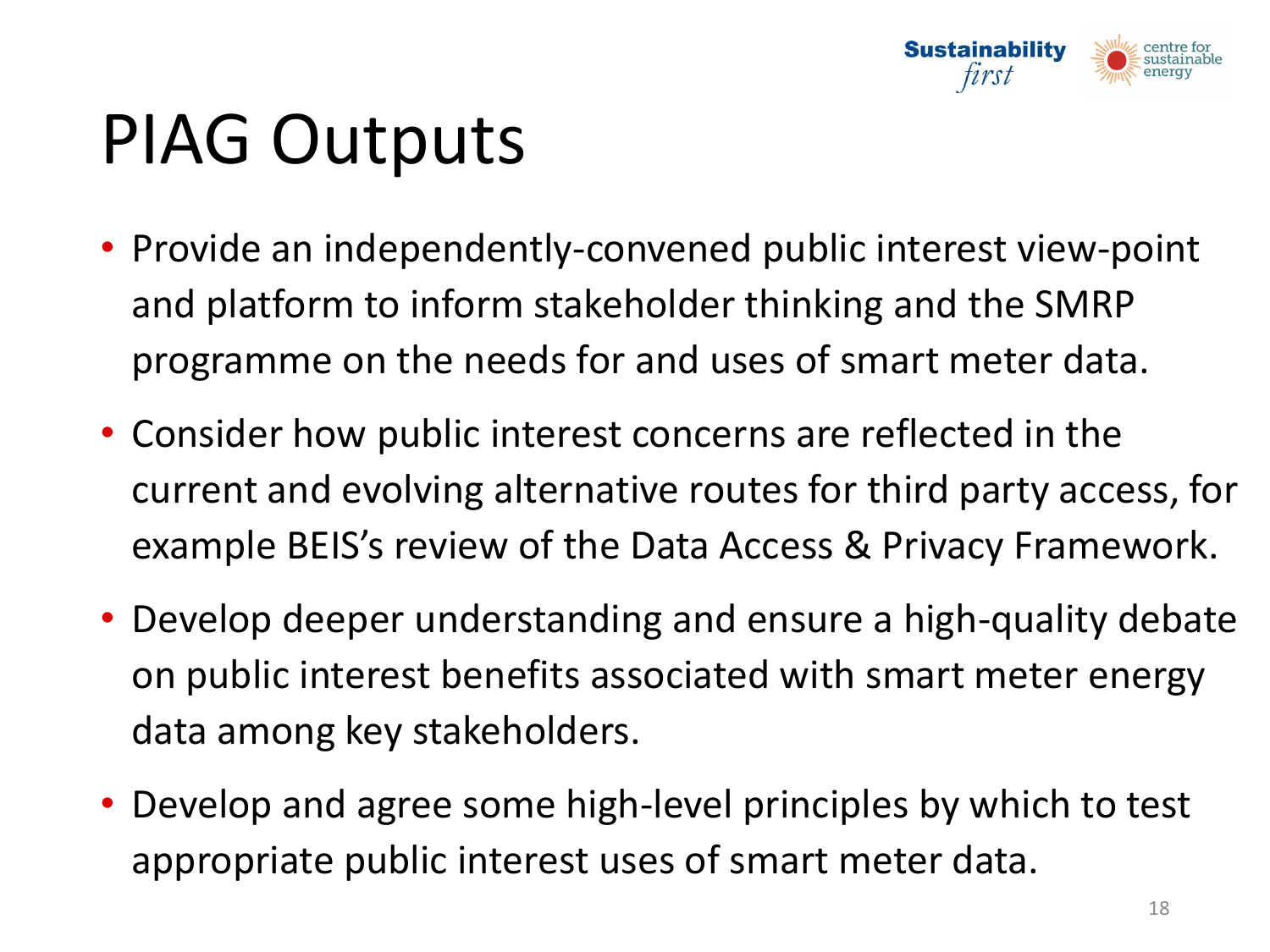# PIAG Outputs

- Provide an independently-convened public interest view-point and platform to inform stakeholder thinking and the SMRP programme on the needs for and uses of smart meter data.
- Consider how public interest concerns are reflected in the current and evolving alternative routes for third party access, for example BEIS's review of the Data Access & Privacy Framework.
- Develop deeper understanding and ensure a high-quality debate on public interest benefits associated with smart meter energy data among key stakeholders.
- Develop and agree some high-level principles by which to test appropriate public interest uses of smart meter data.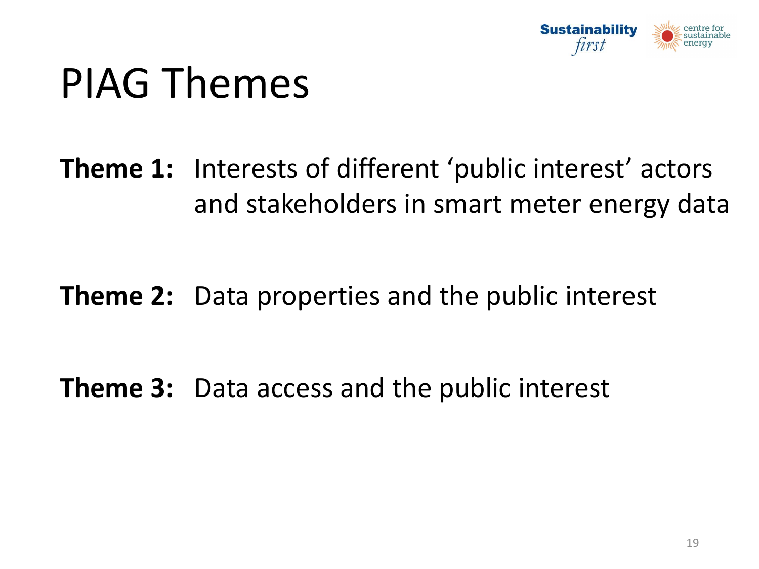# PIAG Themes

**Theme 1:** Interests of different 'public interest' actors and stakeholders in smart meter energy data

**Theme 2:** Data properties and the public interest

**Theme 3:** Data access and the public interest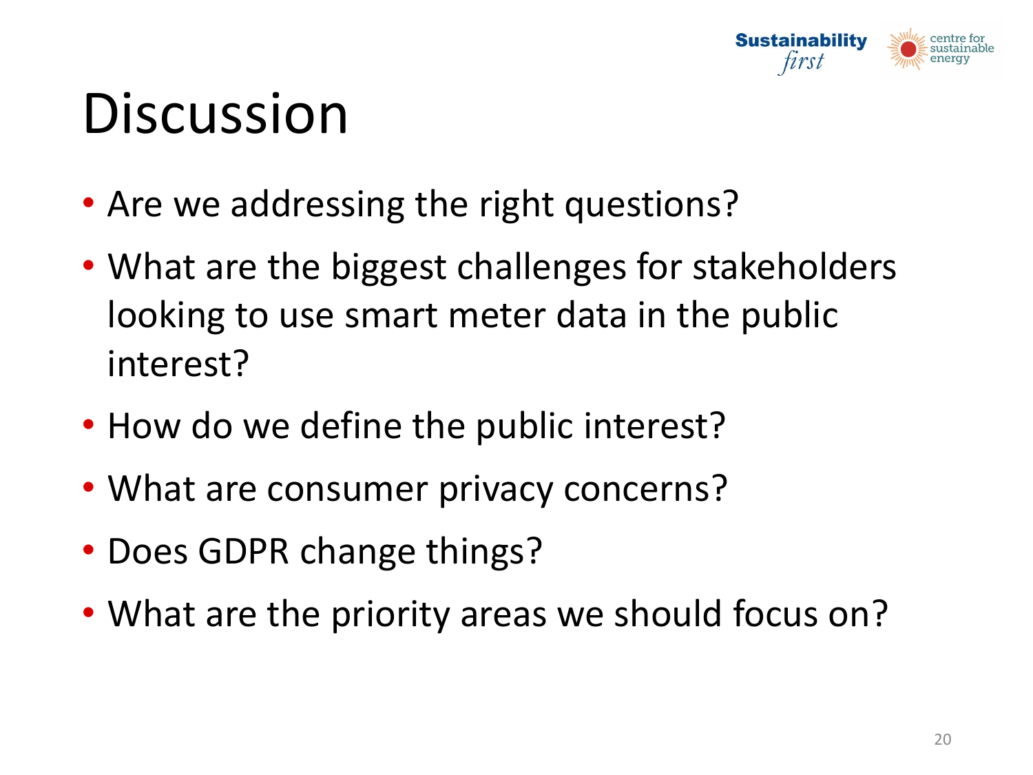# Discussion

- Are we addressing the right questions?
- What are the biggest challenges for stakeholders looking to use smart meter data in the public interest?
- How do we define the public interest?
- What are consumer privacy concerns?
- Does GDPR change things?
- What are the priority areas we should focus on?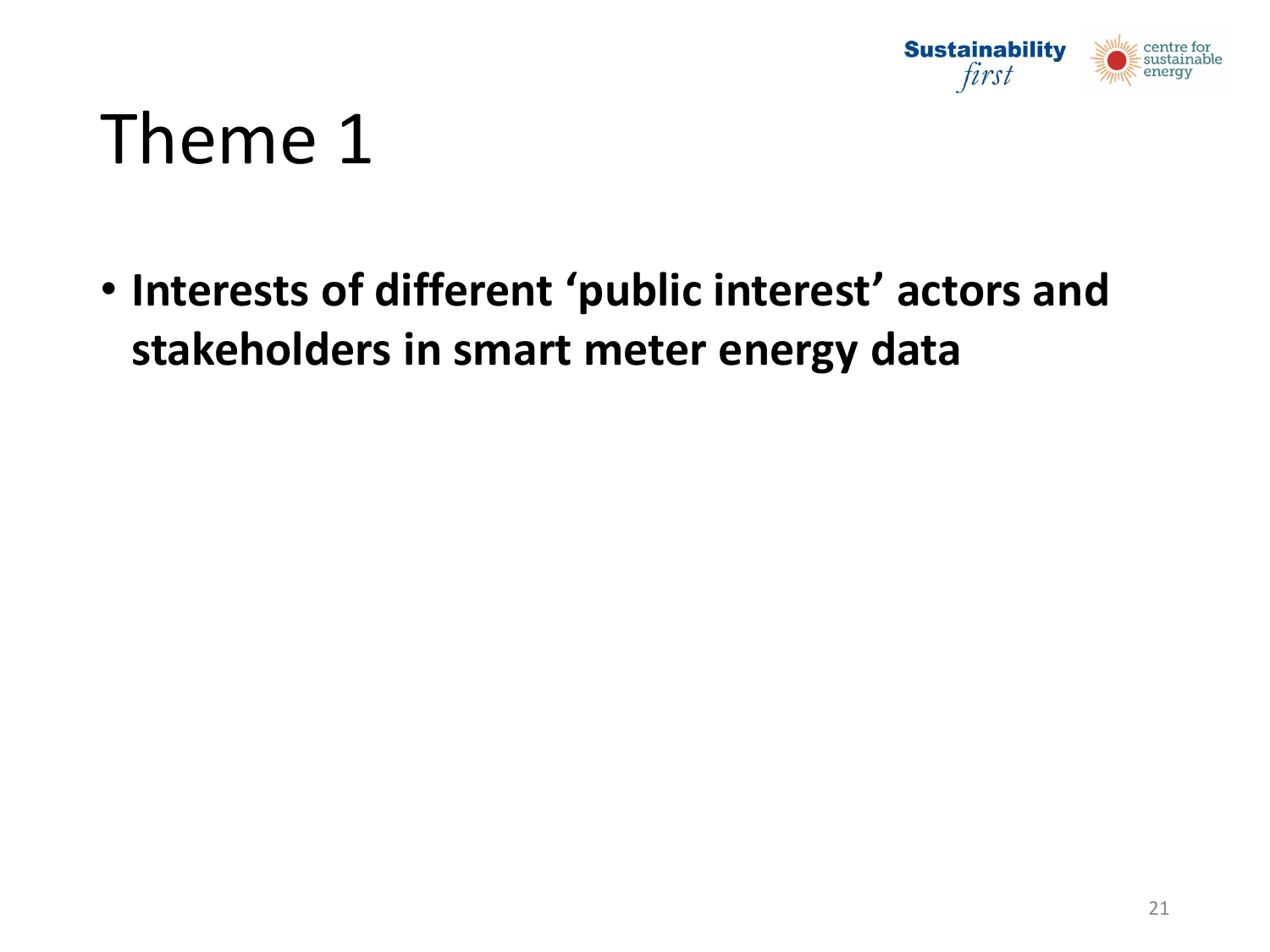# Theme 1

- **Interests of different 'public interest' actors and stakeholders in smart meter energy data**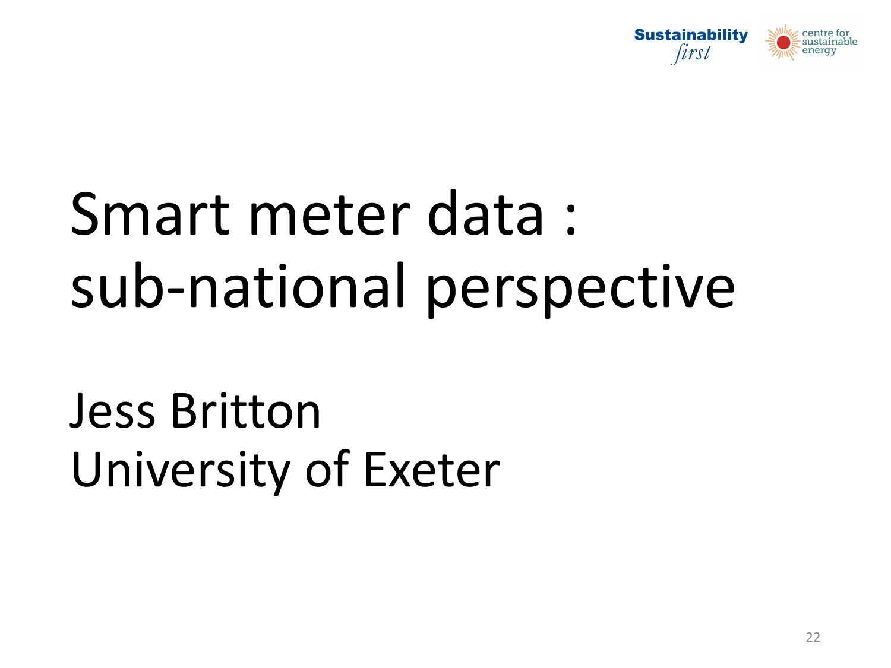# Smart meter data : sub-national perspective

Jess Britton
University of Exeter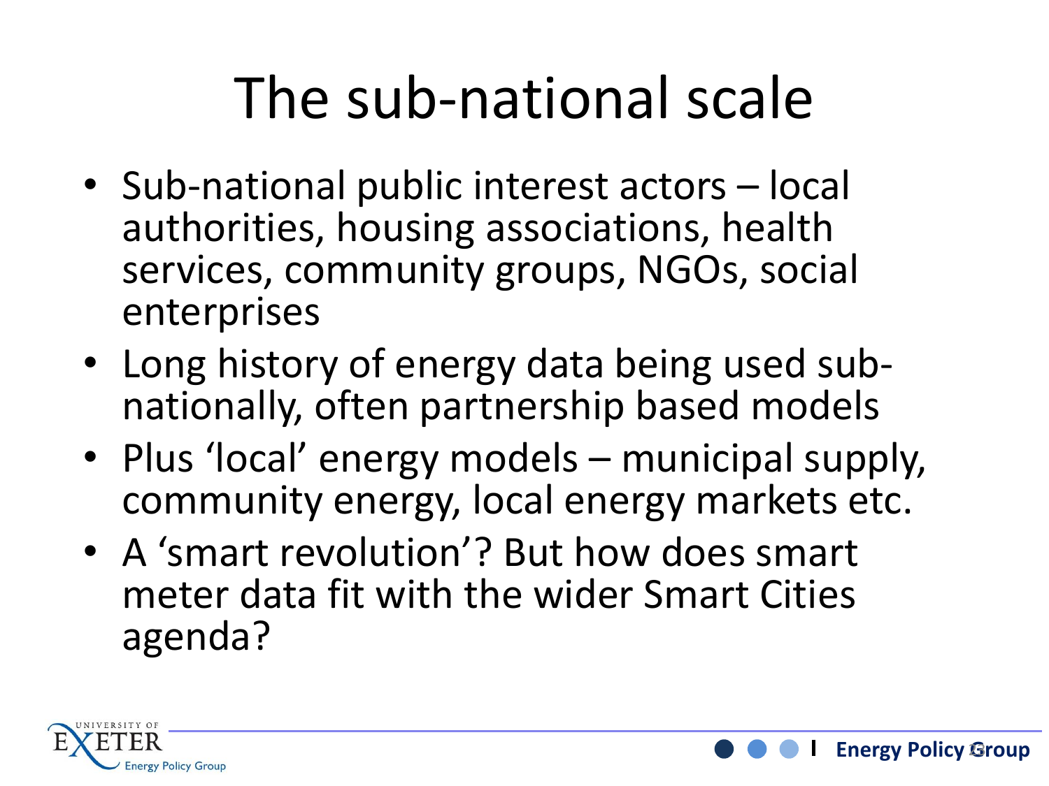# The sub-national scale

- Sub-national public interest actors – local authorities, housing associations, health services, community groups, NGOs, social enterprises
- Long history of energy data being used sub-nationally, often partnership based models
- Plus ‘local’ energy models – municipal supply, community energy, local energy markets etc.
- A ‘smart revolution’? But how does smart meter data fit with the wider Smart Cities agenda?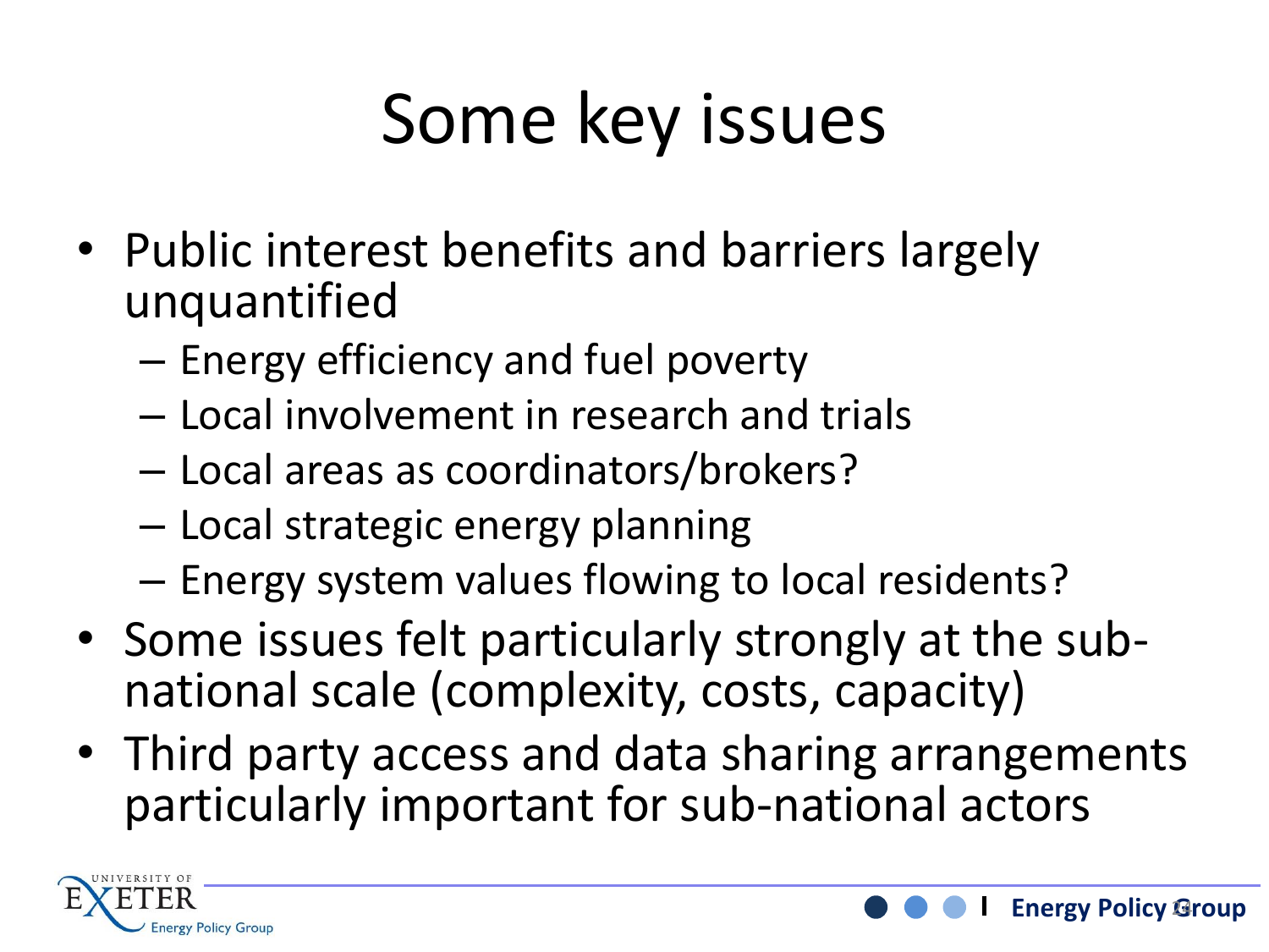# Some key issues

- Public interest benefits and barriers largely unquantified
  - Energy efficiency and fuel poverty
  - Local involvement in research and trials
  - Local areas as coordinators/brokers?
  - Local strategic energy planning
  - Energy system values flowing to local residents?
- Some issues felt particularly strongly at the sub-national scale (complexity, costs, capacity)
- Third party access and data sharing arrangements particularly important for sub-national actors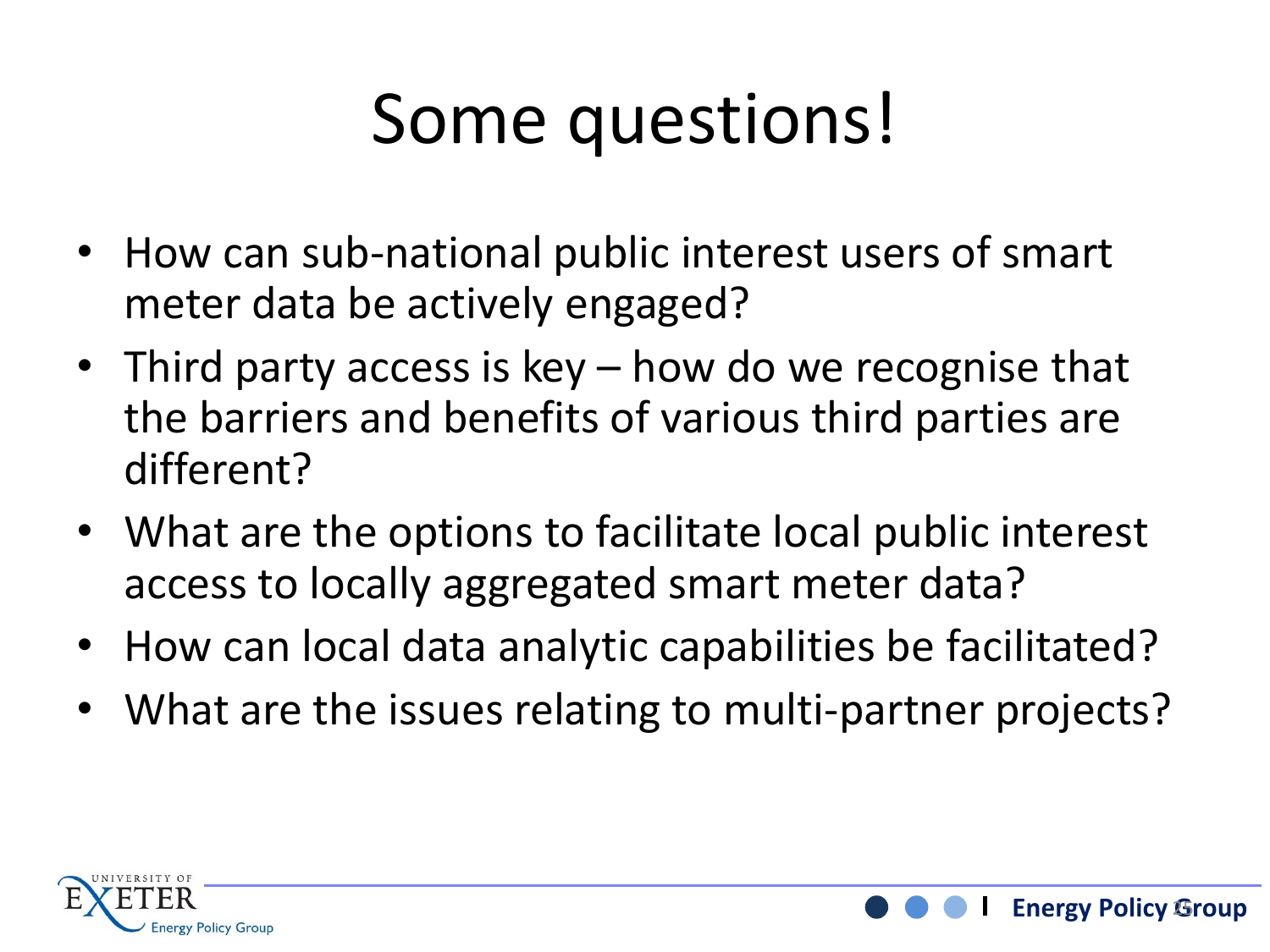# Some questions!

- How can sub-national public interest users of smart meter data be actively engaged?
- Third party access is key – how do we recognise that the barriers and benefits of various third parties are different?
- What are the options to facilitate local public interest access to locally aggregated smart meter data?
- How can local data analytic capabilities be facilitated?
- What are the issues relating to multi-partner projects?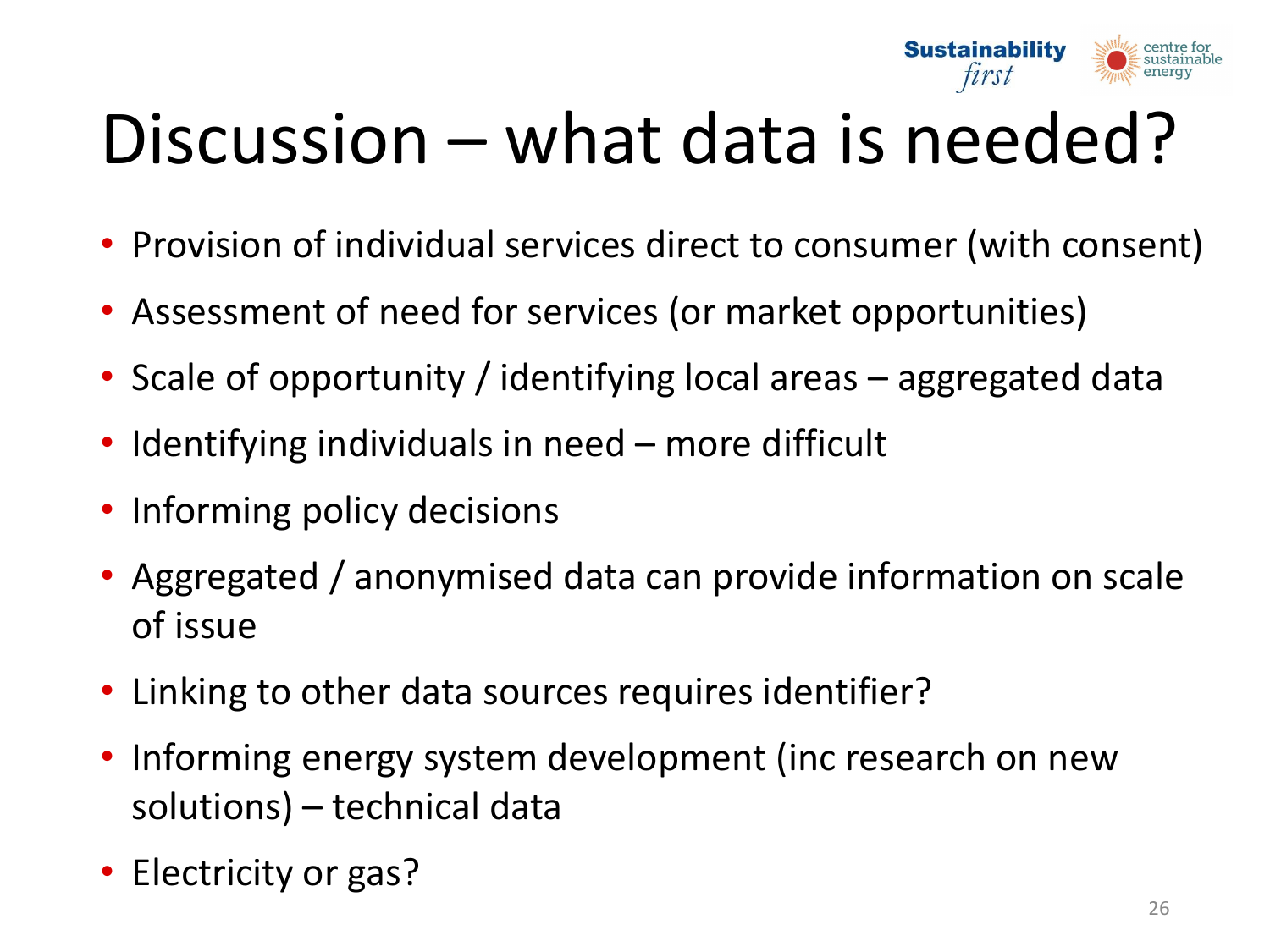# Discussion – what data is needed?

- Provision of individual services direct to consumer (with consent)
- Assessment of need for services (or market opportunities)
- Scale of opportunity / identifying local areas – aggregated data
- Identifying individuals in need – more difficult
- Informing policy decisions
- Aggregated / anonymised data can provide information on scale of issue
- Linking to other data sources requires identifier?
- Informing energy system development (inc research on new solutions) – technical data
- Electricity or gas?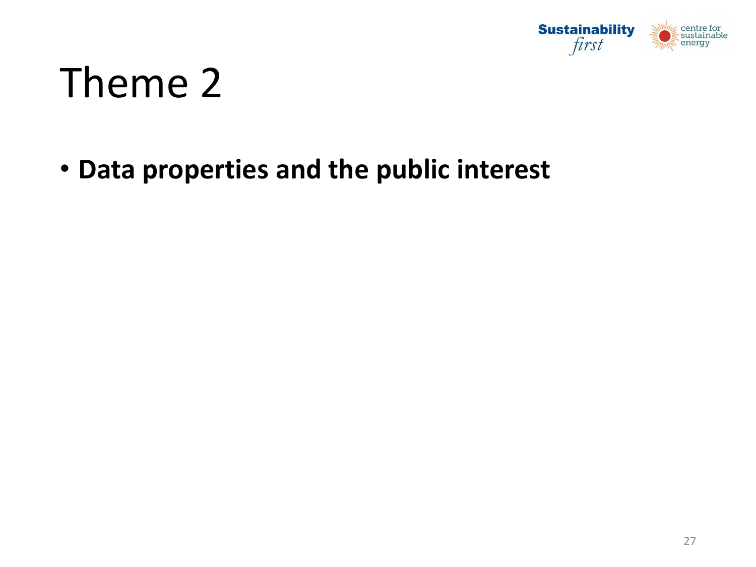# Theme 2

- **Data properties and the public interest**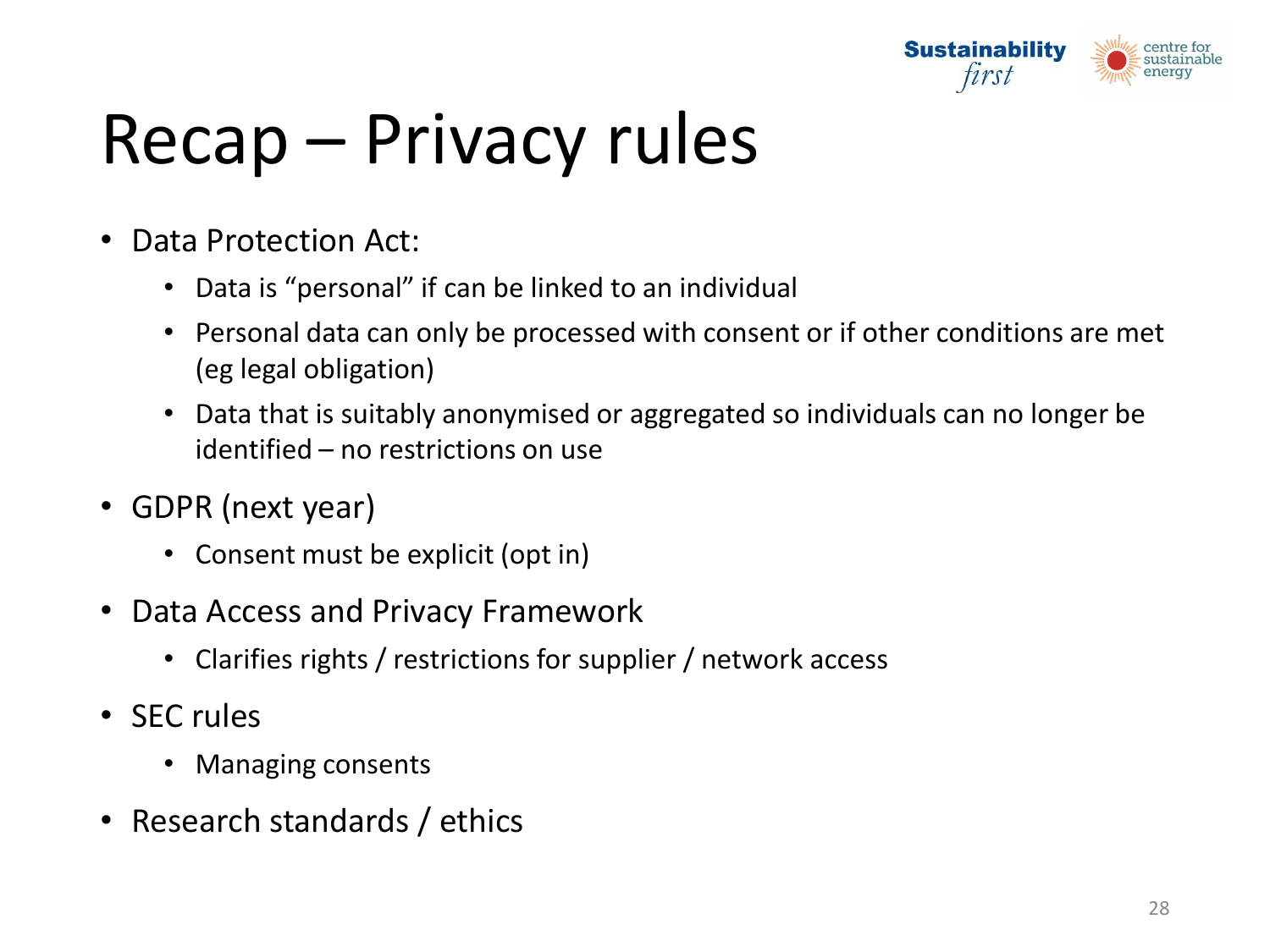# Recap – Privacy rules

- Data Protection Act:
  - Data is "personal" if can be linked to an individual
  - Personal data can only be processed with consent or if other conditions are met (eg legal obligation)
  - Data that is suitably anonymised or aggregated so individuals can no longer be identified – no restrictions on use
- GDPR (next year)
  - Consent must be explicit (opt in)
- Data Access and Privacy Framework
  - Clarifies rights / restrictions for supplier / network access
- SEC rules
  - Managing consents
- Research standards / ethics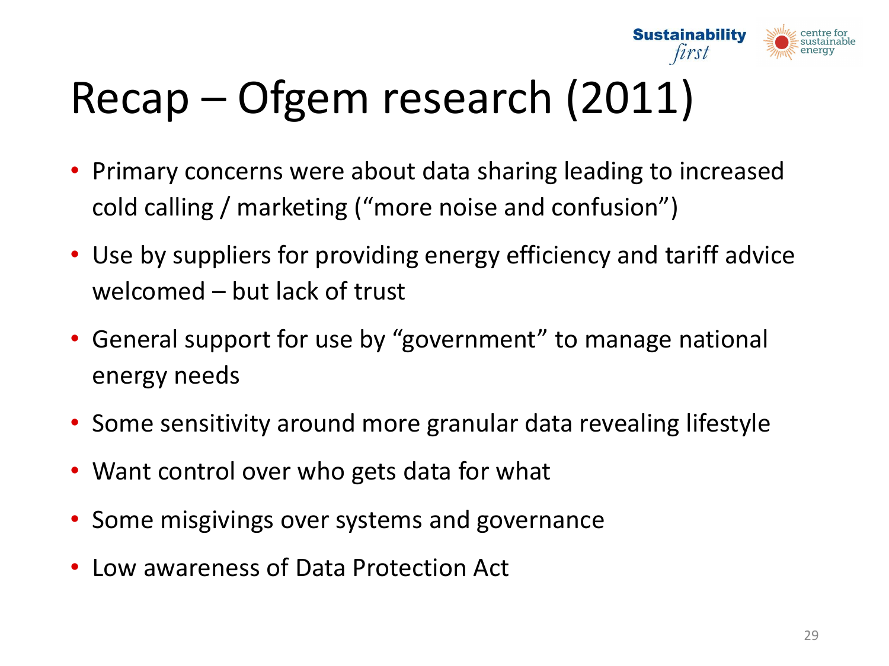# Recap – Ofgem research (2011)

- Primary concerns were about data sharing leading to increased cold calling / marketing ("more noise and confusion")
- Use by suppliers for providing energy efficiency and tariff advice welcomed – but lack of trust
- General support for use by "government" to manage national energy needs
- Some sensitivity around more granular data revealing lifestyle
- Want control over who gets data for what
- Some misgivings over systems and governance
- Low awareness of Data Protection Act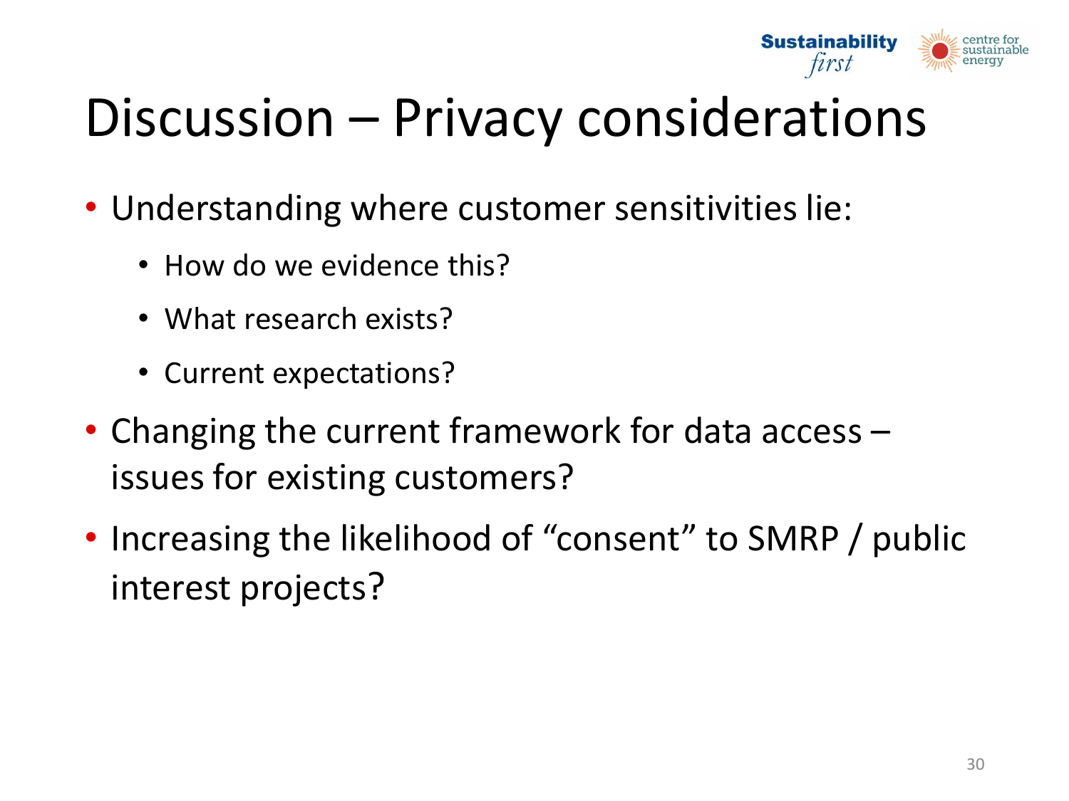# Discussion – Privacy considerations

- Understanding where customer sensitivities lie:
  - How do we evidence this?
  - What research exists?
  - Current expectations?
- Changing the current framework for data access – issues for existing customers?
- Increasing the likelihood of "consent" to SMRP / public interest projects?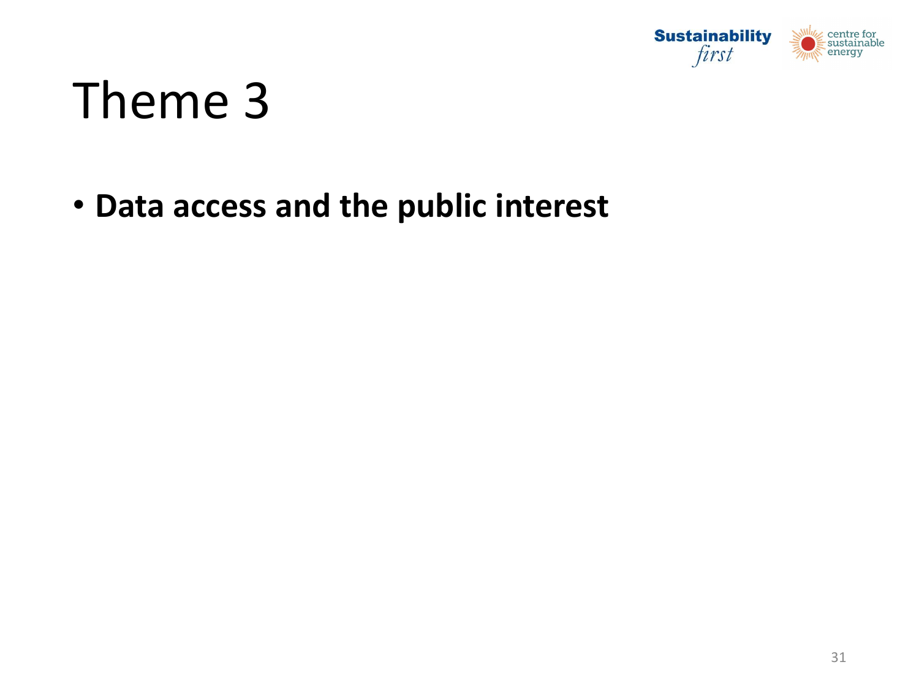# Theme 3

- **Data access and the public interest**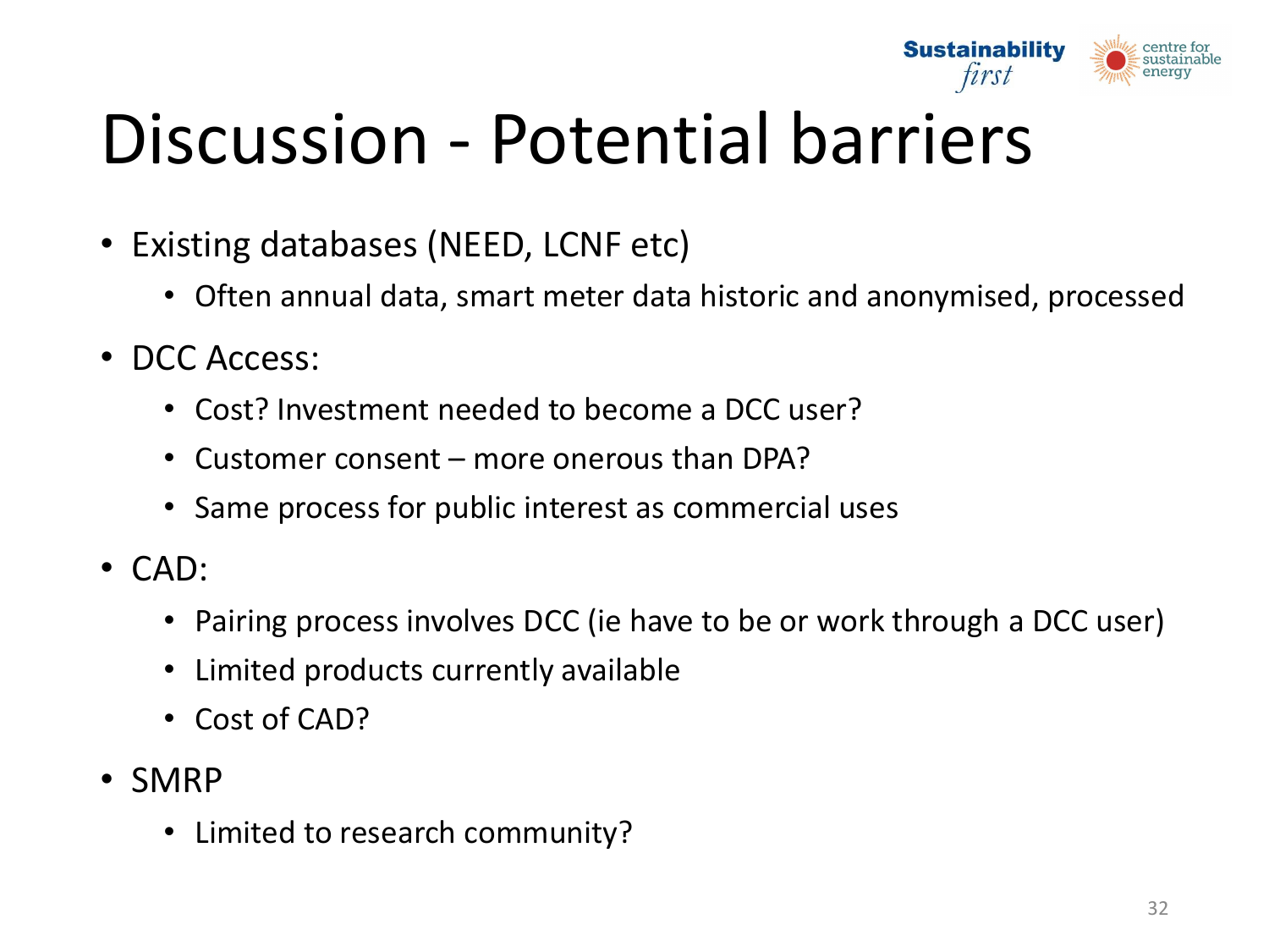# Discussion - Potential barriers

- Existing databases (NEED, LCNF etc)
  - Often annual data, smart meter data historic and anonymised, processed
- DCC Access:
  - Cost? Investment needed to become a DCC user?
  - Customer consent – more onerous than DPA?
  - Same process for public interest as commercial uses
- CAD:
  - Pairing process involves DCC (ie have to be or work through a DCC user)
  - Limited products currently available
  - Cost of CAD?
- SMRP
  - Limited to research community?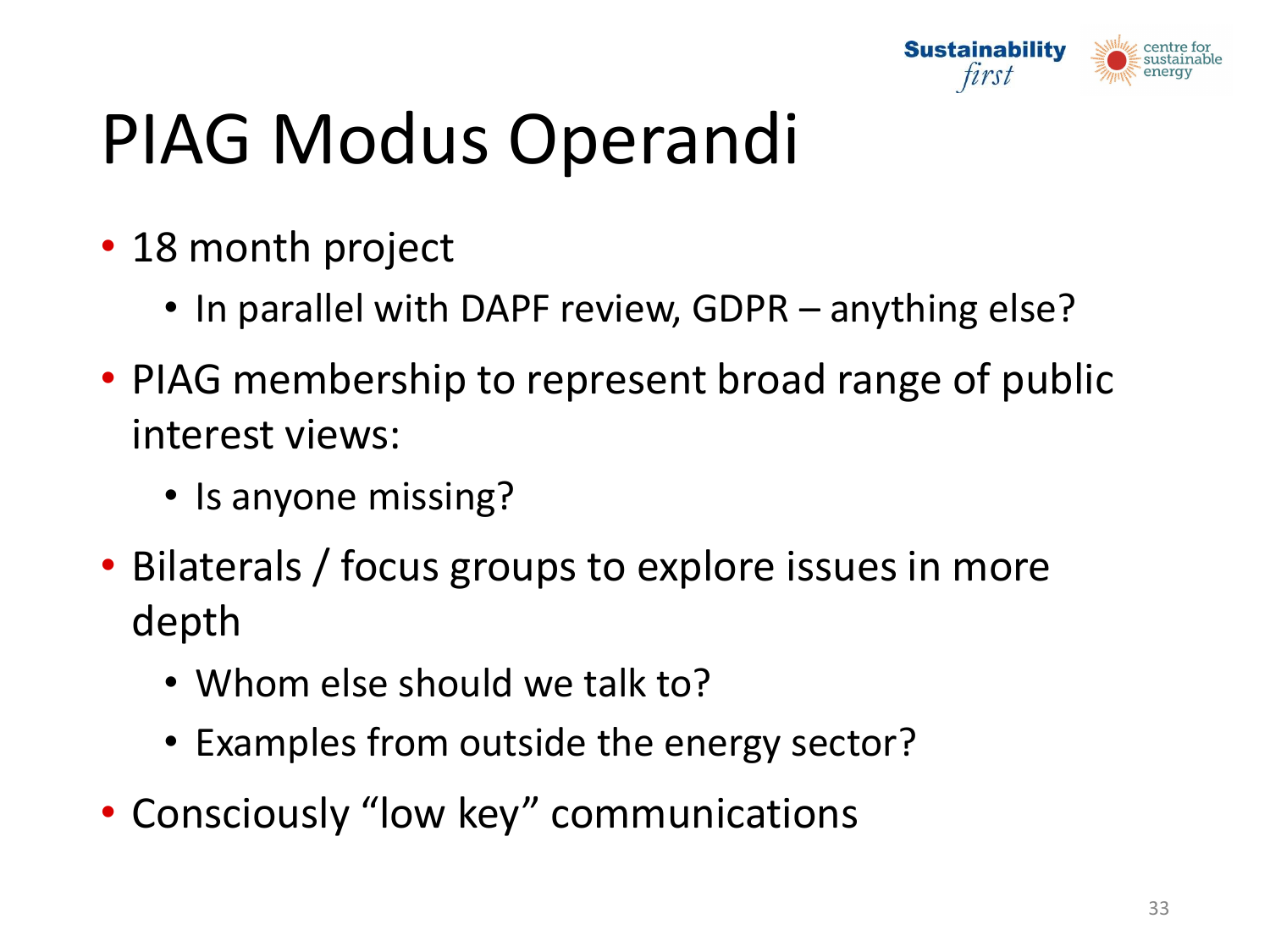# PIAG Modus Operandi

- 18 month project
  - In parallel with DAPF review, GDPR – anything else?
- PIAG membership to represent broad range of public interest views:
  - Is anyone missing?
- Bilaterals / focus groups to explore issues in more depth
  - Whom else should we talk to?
  - Examples from outside the energy sector?
- Consciously “low key” communications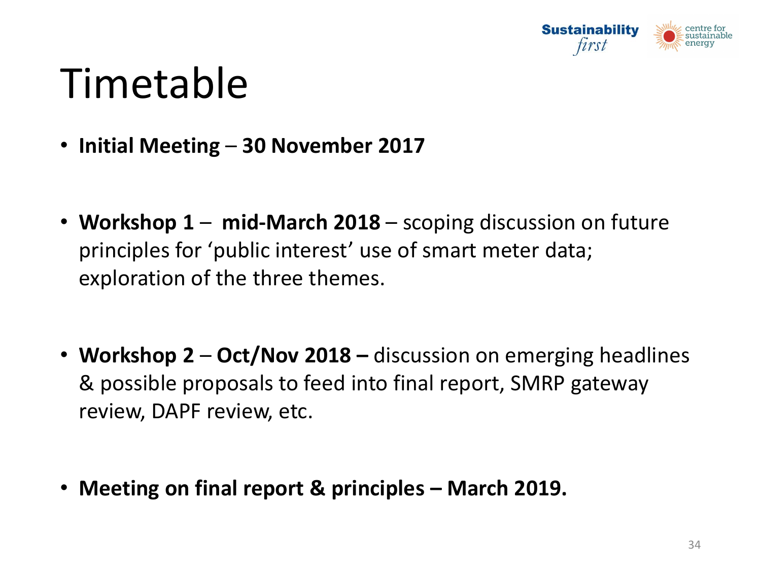# Timetable

- **Initial Meeting – 30 November 2017**
- **Workshop 1 – mid-March 2018** – scoping discussion on future principles for 'public interest' use of smart meter data; exploration of the three themes.
- **Workshop 2 – Oct/Nov 2018 –** discussion on emerging headlines & possible proposals to feed into final report, SMRP gateway review, DAPF review, etc.
- **Meeting on final report & principles – March 2019.**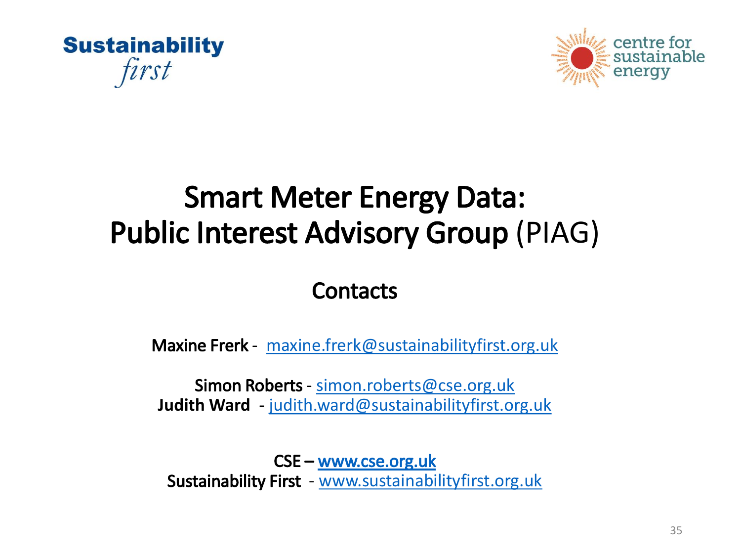Sustainability *first*

centre for sustainable energy

# Smart Meter Energy Data: Public Interest Advisory Group (PIAG)

## Contacts

**Maxine Frerk** - maxine.frerk@sustainabilityfirst.org.uk

**Simon Roberts** - simon.roberts@cse.org.uk
**Judith Ward** - judith.ward@sustainabilityfirst.org.uk

**CSE** – **www.cse.org.uk**
**Sustainability First** - www.sustainabilityfirst.org.uk